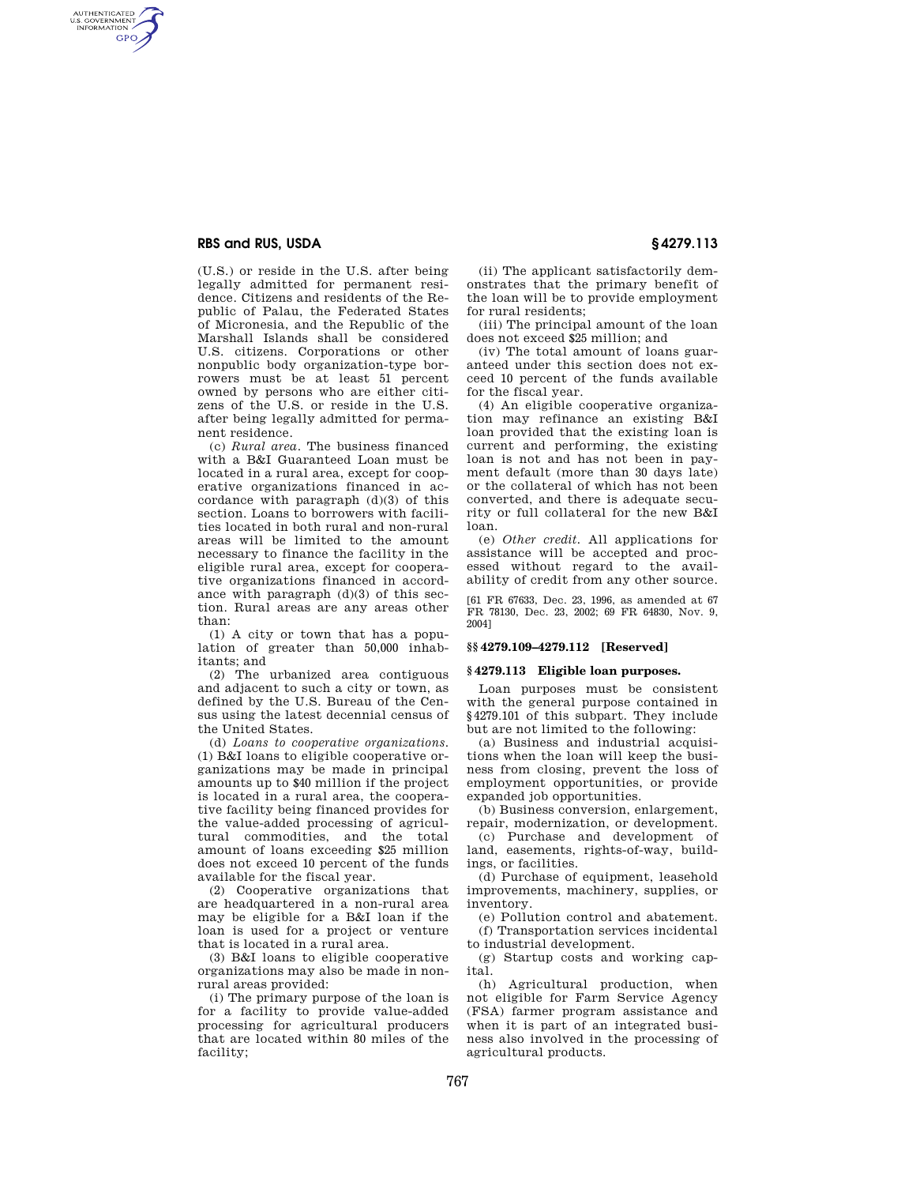(U.S.) or reside in the U.S. after being legally admitted for permanent residence. Citizens and residents of the Republic of Palau, the Federated States of Micronesia, and the Republic of the Marshall Islands shall be considered U.S. citizens. Corporations or other nonpublic body organization-type borrowers must be at least 51 percent owned by persons who are either citizens of the U.S. or reside in the U.S. after being legally admitted for permanent residence.

(c) *Rural area.* The business financed with a B&I Guaranteed Loan must be located in a rural area, except for cooperative organizations financed in accordance with paragraph (d)(3) of this section. Loans to borrowers with facilities located in both rural and non-rural areas will be limited to the amount necessary to finance the facility in the eligible rural area, except for cooperative organizations financed in accordance with paragraph (d)(3) of this section. Rural areas are any areas other than:

(1) A city or town that has a population of greater than 50,000 inhabitants; and

(2) The urbanized area contiguous and adjacent to such a city or town, as defined by the U.S. Bureau of the Census using the latest decennial census of the United States.

(d) *Loans to cooperative organizations.* (1) B&I loans to eligible cooperative organizations may be made in principal amounts up to $40 million if the project is located in a rural area, the cooperative facility being financed provides for the value-added processing of agricultural commodities, and the total amount of loans exceeding $25 million does not exceed 10 percent of the funds available for the fiscal year.

(2) Cooperative organizations that are headquartered in a non-rural area may be eligible for a B&I loan if the loan is used for a project or venture that is located in a rural area.

(3) B&I loans to eligible cooperative organizations may also be made in non-rural areas provided:

(i) The primary purpose of the loan is for a facility to provide value-added processing for agricultural producers that are located within 80 miles of the facility;

(ii) The applicant satisfactorily demonstrates that the primary benefit of the loan will be to provide employment for rural residents;

(iii) The principal amount of the loan does not exceed $25 million; and

(iv) The total amount of loans guaranteed under this section does not exceed 10 percent of the funds available for the fiscal year.

(4) An eligible cooperative organization may refinance an existing B&I loan provided that the existing loan is current and performing, the existing loan is not and has not been in payment default (more than 30 days late) or the collateral of which has not been converted, and there is adequate security or full collateral for the new B&I loan.

(e) *Other credit.* All applications for assistance will be accepted and processed without regard to the availability of credit from any other source.

[61 FR 67633, Dec. 23, 1996, as amended at 67 FR 78130, Dec. 23, 2002; 69 FR 64830, Nov. 9, 2004]

## §§ 4279.109–4279.112 [Reserved]

## § 4279.113 Eligible loan purposes.

Loan purposes must be consistent with the general purpose contained in §4279.101 of this subpart. They include but are not limited to the following:

(a) Business and industrial acquisitions when the loan will keep the business from closing, prevent the loss of employment opportunities, or provide expanded job opportunities.

(b) Business conversion, enlargement, repair, modernization, or development.

(c) Purchase and development of land, easements, rights-of-way, buildings, or facilities.

(d) Purchase of equipment, leasehold improvements, machinery, supplies, or inventory.

(e) Pollution control and abatement.

(f) Transportation services incidental to industrial development.

(g) Startup costs and working capital.

(h) Agricultural production, when not eligible for Farm Service Agency (FSA) farmer program assistance and when it is part of an integrated business also involved in the processing of agricultural products.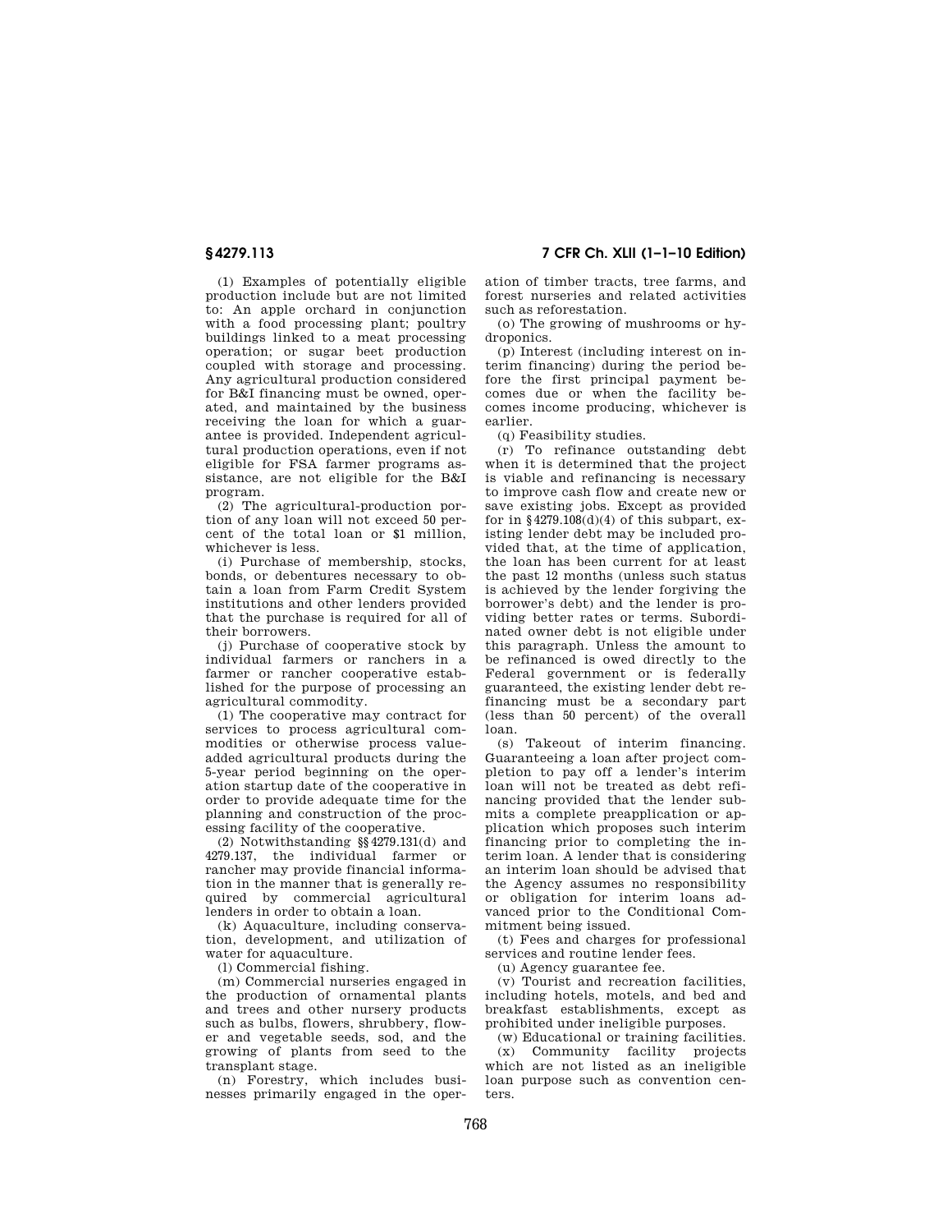(1) Examples of potentially eligible production include but are not limited to: An apple orchard in conjunction with a food processing plant; poultry buildings linked to a meat processing operation; or sugar beet production coupled with storage and processing. Any agricultural production considered for B&I financing must be owned, operated, and maintained by the business receiving the loan for which a guarantee is provided. Independent agricultural production operations, even if not eligible for FSA farmer programs assistance, are not eligible for the B&I program.

(2) The agricultural-production portion of any loan will not exceed 50 percent of the total loan or $1 million, whichever is less.

(i) Purchase of membership, stocks, bonds, or debentures necessary to obtain a loan from Farm Credit System institutions and other lenders provided that the purchase is required for all of their borrowers.

(j) Purchase of cooperative stock by individual farmers or ranchers in a farmer or rancher cooperative established for the purpose of processing an agricultural commodity.

(1) The cooperative may contract for services to process agricultural commodities or otherwise process value-added agricultural products during the 5-year period beginning on the operation startup date of the cooperative in order to provide adequate time for the planning and construction of the processing facility of the cooperative.

(2) Notwithstanding §§4279.131(d) and 4279.137, the individual farmer or rancher may provide financial information in the manner that is generally required by commercial agricultural lenders in order to obtain a loan.

(k) Aquaculture, including conservation, development, and utilization of water for aquaculture.

(l) Commercial fishing.

(m) Commercial nurseries engaged in the production of ornamental plants and trees and other nursery products such as bulbs, flowers, shrubbery, flower and vegetable seeds, sod, and the growing of plants from seed to the transplant stage.

(n) Forestry, which includes businesses primarily engaged in the operation of timber tracts, tree farms, and forest nurseries and related activities such as reforestation.

(o) The growing of mushrooms or hydroponics.

(p) Interest (including interest on interim financing) during the period before the first principal payment becomes due or when the facility becomes income producing, whichever is earlier.

(q) Feasibility studies.

(r) To refinance outstanding debt when it is determined that the project is viable and refinancing is necessary to improve cash flow and create new or save existing jobs. Except as provided for in §4279.108(d)(4) of this subpart, existing lender debt may be included provided that, at the time of application, the loan has been current for at least the past 12 months (unless such status is achieved by the lender forgiving the borrower's debt) and the lender is providing better rates or terms. Subordinated owner debt is not eligible under this paragraph. Unless the amount to be refinanced is owed directly to the Federal government or is federally guaranteed, the existing lender debt refinancing must be a secondary part (less than 50 percent) of the overall loan.

(s) Takeout of interim financing. Guaranteeing a loan after project completion to pay off a lender's interim loan will not be treated as debt refinancing provided that the lender submits a complete preapplication or application which proposes such interim financing prior to completing the interim loan. A lender that is considering an interim loan should be advised that the Agency assumes no responsibility or obligation for interim loans advanced prior to the Conditional Commitment being issued.

(t) Fees and charges for professional services and routine lender fees.

(u) Agency guarantee fee.

(v) Tourist and recreation facilities, including hotels, motels, and bed and breakfast establishments, except as prohibited under ineligible purposes.

(w) Educational or training facilities.

(x) Community facility projects which are not listed as an ineligible loan purpose such as convention centers.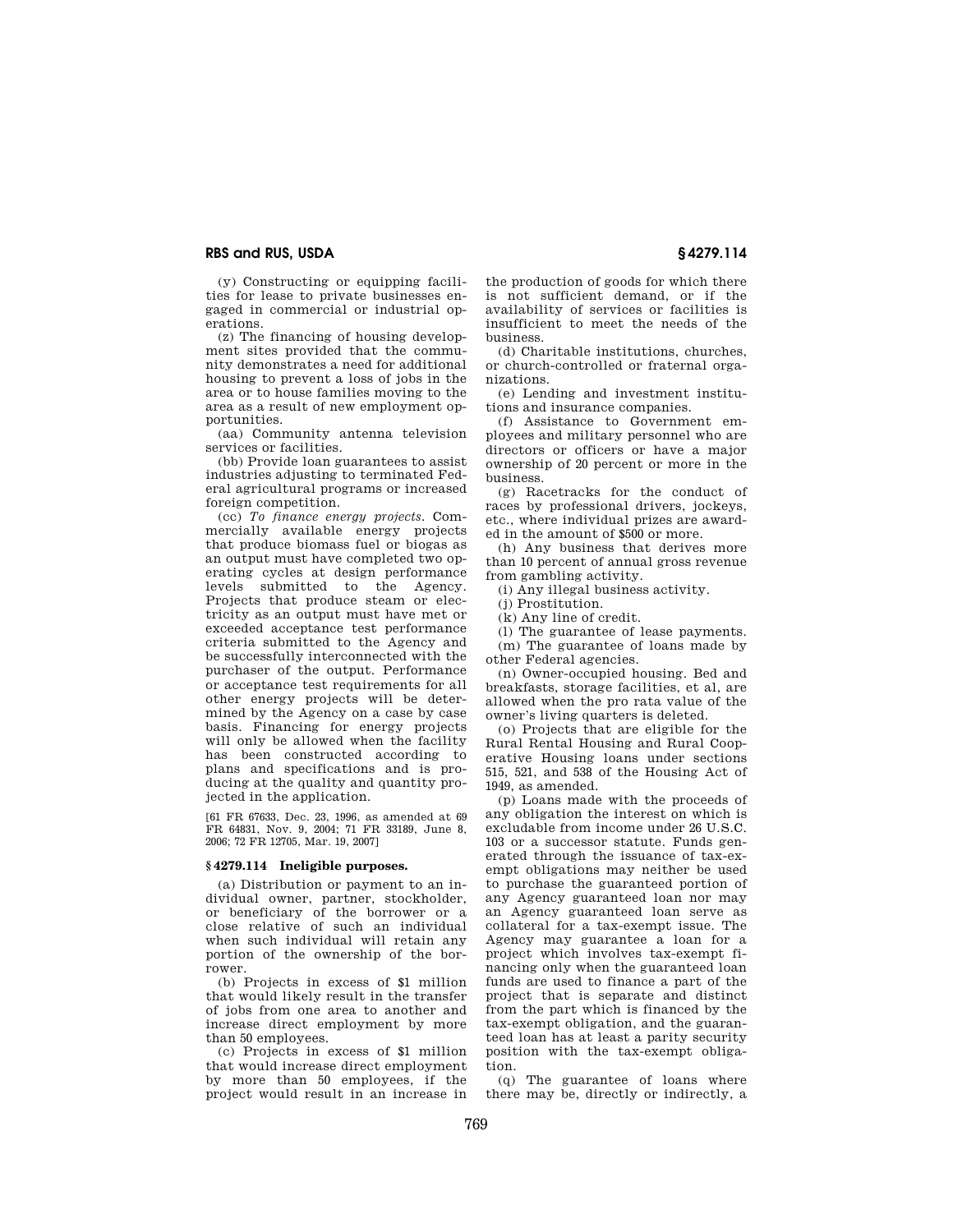(y) Constructing or equipping facilities for lease to private businesses engaged in commercial or industrial operations.

(z) The financing of housing development sites provided that the community demonstrates a need for additional housing to prevent a loss of jobs in the area or to house families moving to the area as a result of new employment opportunities.

(aa) Community antenna television services or facilities.

(bb) Provide loan guarantees to assist industries adjusting to terminated Federal agricultural programs or increased foreign competition.

(cc) *To finance energy projects.* Commercially available energy projects that produce biomass fuel or biogas as an output must have completed two operating cycles at design performance levels submitted to the Agency. Projects that produce steam or electricity as an output must have met or exceeded acceptance test performance criteria submitted to the Agency and be successfully interconnected with the purchaser of the output. Performance or acceptance test requirements for all other energy projects will be determined by the Agency on a case by case basis. Financing for energy projects will only be allowed when the facility has been constructed according to plans and specifications and is producing at the quality and quantity projected in the application.

[61 FR 67633, Dec. 23, 1996, as amended at 69 FR 64831, Nov. 9, 2004; 71 FR 33189, June 8, 2006; 72 FR 12705, Mar. 19, 2007]

### § 4279.114 Ineligible purposes.

(a) Distribution or payment to an individual owner, partner, stockholder, or beneficiary of the borrower or a close relative of such an individual when such individual will retain any portion of the ownership of the borrower.

(b) Projects in excess of $1 million that would likely result in the transfer of jobs from one area to another and increase direct employment by more than 50 employees.

(c) Projects in excess of $1 million that would increase direct employment by more than 50 employees, if the project would result in an increase in the production of goods for which there is not sufficient demand, or if the availability of services or facilities is insufficient to meet the needs of the business.

(d) Charitable institutions, churches, or church-controlled or fraternal organizations.

(e) Lending and investment institutions and insurance companies.

(f) Assistance to Government employees and military personnel who are directors or officers or have a major ownership of 20 percent or more in the business.

(g) Racetracks for the conduct of races by professional drivers, jockeys, etc., where individual prizes are awarded in the amount of $500 or more.

(h) Any business that derives more than 10 percent of annual gross revenue from gambling activity.

(i) Any illegal business activity.

(j) Prostitution.

(k) Any line of credit.

(l) The guarantee of lease payments.

(m) The guarantee of loans made by other Federal agencies.

(n) Owner-occupied housing. Bed and breakfasts, storage facilities, et al, are allowed when the pro rata value of the owner's living quarters is deleted.

(o) Projects that are eligible for the Rural Rental Housing and Rural Cooperative Housing loans under sections 515, 521, and 538 of the Housing Act of 1949, as amended.

(p) Loans made with the proceeds of any obligation the interest on which is excludable from income under 26 U.S.C. 103 or a successor statute. Funds generated through the issuance of tax-exempt obligations may neither be used to purchase the guaranteed portion of any Agency guaranteed loan nor may an Agency guaranteed loan serve as collateral for a tax-exempt issue. The Agency may guarantee a loan for a project which involves tax-exempt financing only when the guaranteed loan funds are used to finance a part of the project that is separate and distinct from the part which is financed by the tax-exempt obligation, and the guaranteed loan has at least a parity security position with the tax-exempt obligation.

(q) The guarantee of loans where there may be, directly or indirectly, a